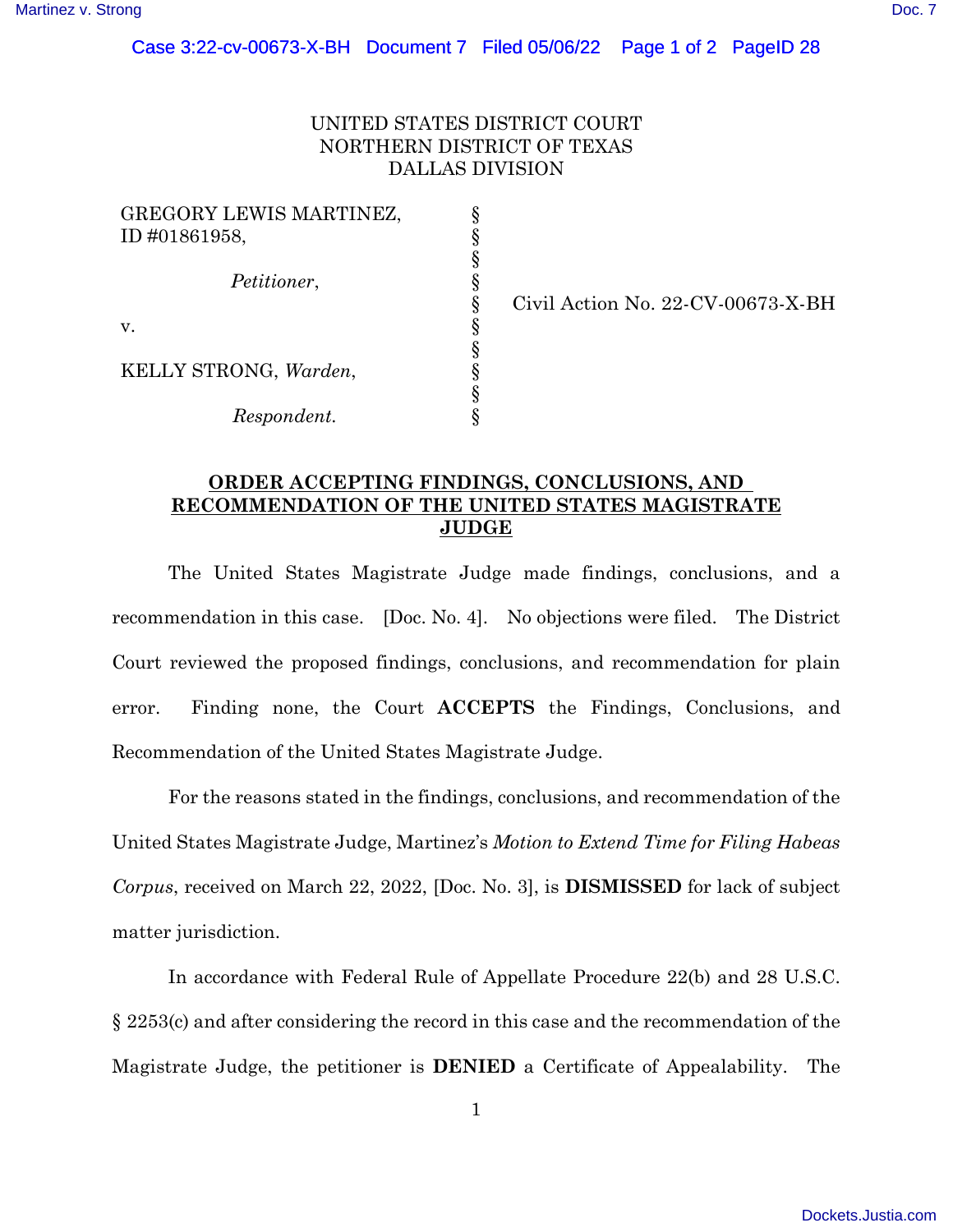UNITED STATES DISTRICT COURT
NORTHERN DISTRICT OF TEXAS
DALLAS DIVISION

| | | |
|---|---|---|
| GREGORY LEWIS MARTINEZ, ID #01861958, | § | |
| *Petitioner*, | § | Civil Action No. 22-CV-00673-X-BH |
| v. | § | |
| KELLY STRONG, *Warden*, | § | |
| *Respondent.* | § | |

## ORDER ACCEPTING FINDINGS, CONCLUSIONS, AND RECOMMENDATION OF THE UNITED STATES MAGISTRATE JUDGE

The United States Magistrate Judge made findings, conclusions, and a recommendation in this case. [Doc. No. 4]. No objections were filed. The District Court reviewed the proposed findings, conclusions, and recommendation for plain error. Finding none, the Court **ACCEPTS** the Findings, Conclusions, and Recommendation of the United States Magistrate Judge.

For the reasons stated in the findings, conclusions, and recommendation of the United States Magistrate Judge, Martinez's *Motion to Extend Time for Filing Habeas Corpus*, received on March 22, 2022, [Doc. No. 3], is **DISMISSED** for lack of subject matter jurisdiction.

In accordance with Federal Rule of Appellate Procedure 22(b) and 28 U.S.C. § 2253(c) and after considering the record in this case and the recommendation of the Magistrate Judge, the petitioner is **DENIED** a Certificate of Appealability. The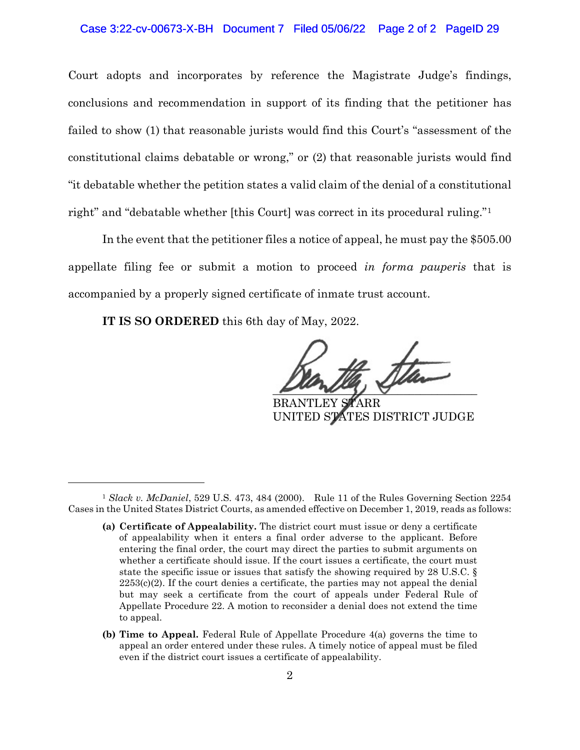Court adopts and incorporates by reference the Magistrate Judge's findings, conclusions and recommendation in support of its finding that the petitioner has failed to show (1) that reasonable jurists would find this Court's "assessment of the constitutional claims debatable or wrong," or (2) that reasonable jurists would find "it debatable whether the petition states a valid claim of the denial of a constitutional right" and "debatable whether [this Court] was correct in its procedural ruling."[1]

In the event that the petitioner files a notice of appeal, he must pay the $505.00 appellate filing fee or submit a motion to proceed *in forma pauperis* that is accompanied by a properly signed certificate of inmate trust account.

**IT IS SO ORDERED** this 6th day of May, 2022.

BRANTLEY STARR
UNITED STATES DISTRICT JUDGE

---

[1] *Slack v. McDaniel*, 529 U.S. 473, 484 (2000). Rule 11 of the Rules Governing Section 2254 Cases in the United States District Courts, as amended effective on December 1, 2019, reads as follows:

**(a) Certificate of Appealability.** The district court must issue or deny a certificate of appealability when it enters a final order adverse to the applicant. Before entering the final order, the court may direct the parties to submit arguments on whether a certificate should issue. If the court issues a certificate, the court must state the specific issue or issues that satisfy the showing required by 28 U.S.C. § 2253(c)(2). If the court denies a certificate, the parties may not appeal the denial but may seek a certificate from the court of appeals under Federal Rule of Appellate Procedure 22. A motion to reconsider a denial does not extend the time to appeal.

**(b) Time to Appeal.** Federal Rule of Appellate Procedure 4(a) governs the time to appeal an order entered under these rules. A timely notice of appeal must be filed even if the district court issues a certificate of appealability.